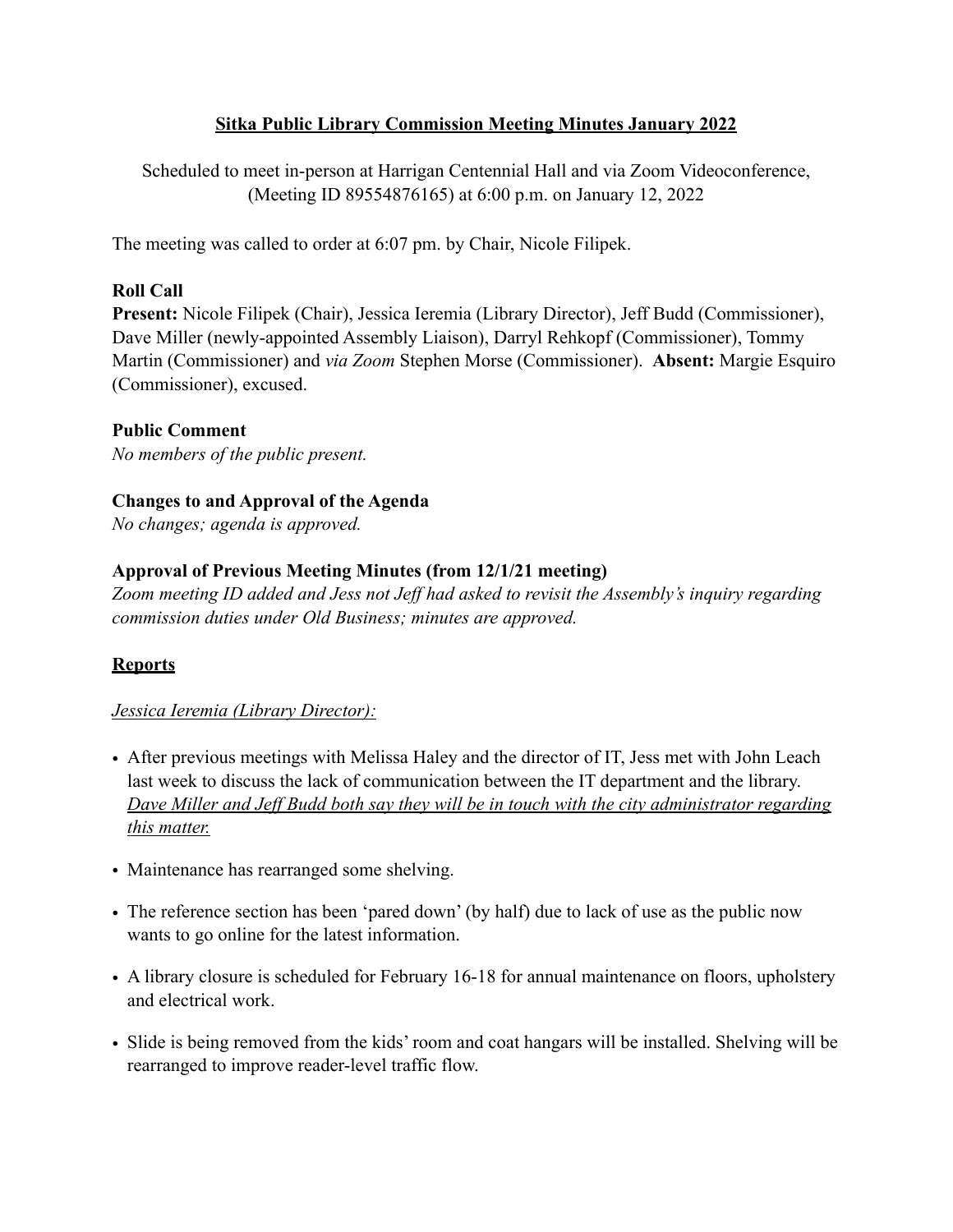# Sitka Public Library Commission Meeting Minutes January 2022

Scheduled to meet in-person at Harrigan Centennial Hall and via Zoom Videoconference, (Meeting ID 89554876165) at 6:00 p.m. on January 12, 2022

The meeting was called to order at 6:07 pm. by Chair, Nicole Filipek.

**Roll Call**

**Present:** Nicole Filipek (Chair), Jessica Ieremia (Library Director), Jeff Budd (Commissioner), Dave Miller (newly-appointed Assembly Liaison), Darryl Rehkopf (Commissioner), Tommy Martin (Commissioner) and *via Zoom* Stephen Morse (Commissioner). **Absent:** Margie Esquiro (Commissioner), excused.

**Public Comment**

*No members of the public present.*

**Changes to and Approval of the Agenda**

*No changes; agenda is approved.*

**Approval of Previous Meeting Minutes (from 12/1/21 meeting)**

*Zoom meeting ID added and Jess not Jeff had asked to revisit the Assembly's inquiry regarding commission duties under Old Business; minutes are approved.*

## Reports

*Jessica Ieremia (Library Director):*

- After previous meetings with Melissa Haley and the director of IT, Jess met with John Leach last week to discuss the lack of communication between the IT department and the library. *Dave Miller and Jeff Budd both say they will be in touch with the city administrator regarding this matter.*
- Maintenance has rearranged some shelving.
- The reference section has been 'pared down' (by half) due to lack of use as the public now wants to go online for the latest information.
- A library closure is scheduled for February 16-18 for annual maintenance on floors, upholstery and electrical work.
- Slide is being removed from the kids' room and coat hangars will be installed. Shelving will be rearranged to improve reader-level traffic flow.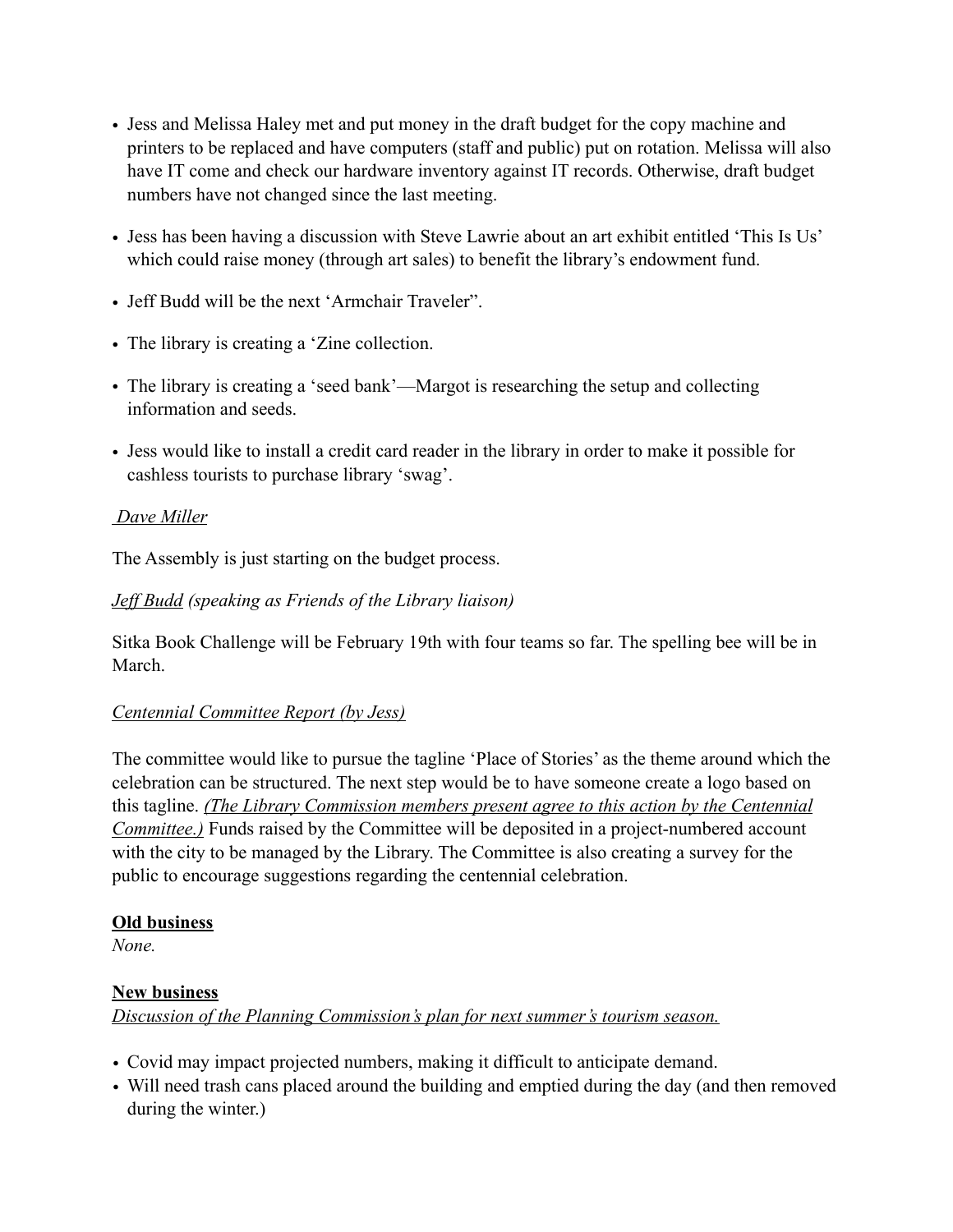- Jess and Melissa Haley met and put money in the draft budget for the copy machine and printers to be replaced and have computers (staff and public) put on rotation. Melissa will also have IT come and check our hardware inventory against IT records. Otherwise, draft budget numbers have not changed since the last meeting.

- Jess has been having a discussion with Steve Lawrie about an art exhibit entitled 'This Is Us' which could raise money (through art sales) to benefit the library's endowment fund.

- Jeff Budd will be the next 'Armchair Traveler".

- The library is creating a 'Zine collection.

- The library is creating a 'seed bank'—Margot is researching the setup and collecting information and seeds.

- Jess would like to install a credit card reader in the library in order to make it possible for cashless tourists to purchase library 'swag'.

*Dave Miller*

The Assembly is just starting on the budget process.

*Jeff Budd (speaking as Friends of the Library liaison)*

Sitka Book Challenge will be February 19th with four teams so far. The spelling bee will be in March.

*Centennial Committee Report (by Jess)*

The committee would like to pursue the tagline 'Place of Stories' as the theme around which the celebration can be structured. The next step would be to have someone create a logo based on this tagline. *(The Library Commission members present agree to this action by the Centennial Committee.)* Funds raised by the Committee will be deposited in a project-numbered account with the city to be managed by the Library. The Committee is also creating a survey for the public to encourage suggestions regarding the centennial celebration.

**Old business**

*None.*

**New business**

*Discussion of the Planning Commission's plan for next summer's tourism season.*

- Covid may impact projected numbers, making it difficult to anticipate demand.
- Will need trash cans placed around the building and emptied during the day (and then removed during the winter.)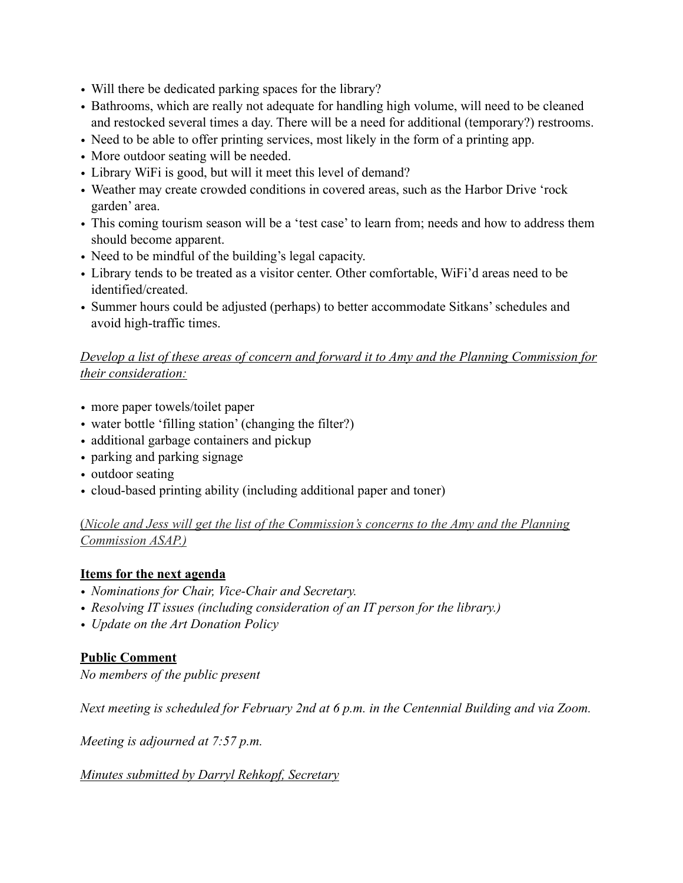- Will there be dedicated parking spaces for the library?
- Bathrooms, which are really not adequate for handling high volume, will need to be cleaned and restocked several times a day. There will be a need for additional (temporary?) restrooms.
- Need to be able to offer printing services, most likely in the form of a printing app.
- More outdoor seating will be needed.
- Library WiFi is good, but will it meet this level of demand?
- Weather may create crowded conditions in covered areas, such as the Harbor Drive 'rock garden' area.
- This coming tourism season will be a 'test case' to learn from; needs and how to address them should become apparent.
- Need to be mindful of the building's legal capacity.
- Library tends to be treated as a visitor center. Other comfortable, WiFi'd areas need to be identified/created.
- Summer hours could be adjusted (perhaps) to better accommodate Sitkans' schedules and avoid high-traffic times.

*Develop a list of these areas of concern and forward it to Amy and the Planning Commission for their consideration:*

- more paper towels/toilet paper
- water bottle 'filling station' (changing the filter?)
- additional garbage containers and pickup
- parking and parking signage
- outdoor seating
- cloud-based printing ability (including additional paper and toner)

*(Nicole and Jess will get the list of the Commission's concerns to the Amy and the Planning Commission ASAP.)*

**Items for the next agenda**

- *Nominations for Chair, Vice-Chair and Secretary.*
- *Resolving IT issues (including consideration of an IT person for the library.)*
- *Update on the Art Donation Policy*

**Public Comment**

*No members of the public present*

*Next meeting is scheduled for February 2nd at 6 p.m. in the Centennial Building and via Zoom.*

*Meeting is adjourned at 7:57 p.m.*

*Minutes submitted by Darryl Rehkopf, Secretary*